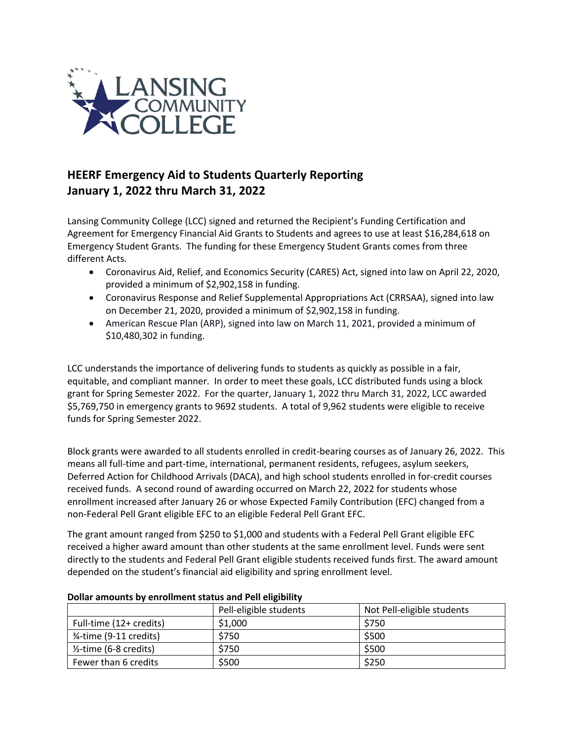## HEERF Emergency Aid to Students Quarterly Reporting
## January 1, 2022 thru March 31, 2022

Lansing Community College (LCC) signed and returned the Recipient's Funding Certification and Agreement for Emergency Financial Aid Grants to Students and agrees to use at least $16,284,618 on Emergency Student Grants. The funding for these Emergency Student Grants comes from three different Acts.

- Coronavirus Aid, Relief, and Economics Security (CARES) Act, signed into law on April 22, 2020, provided a minimum of $2,902,158 in funding.
- Coronavirus Response and Relief Supplemental Appropriations Act (CRRSAA), signed into law on December 21, 2020, provided a minimum of $2,902,158 in funding.
- American Rescue Plan (ARP), signed into law on March 11, 2021, provided a minimum of $10,480,302 in funding.

LCC understands the importance of delivering funds to students as quickly as possible in a fair, equitable, and compliant manner. In order to meet these goals, LCC distributed funds using a block grant for Spring Semester 2022. For the quarter, January 1, 2022 thru March 31, 2022, LCC awarded $5,769,750 in emergency grants to 9692 students. A total of 9,962 students were eligible to receive funds for Spring Semester 2022.

Block grants were awarded to all students enrolled in credit-bearing courses as of January 26, 2022. This means all full-time and part-time, international, permanent residents, refugees, asylum seekers, Deferred Action for Childhood Arrivals (DACA), and high school students enrolled in for-credit courses received funds. A second round of awarding occurred on March 22, 2022 for students whose enrollment increased after January 26 or whose Expected Family Contribution (EFC) changed from a non-Federal Pell Grant eligible EFC to an eligible Federal Pell Grant EFC.

The grant amount ranged from $250 to $1,000 and students with a Federal Pell Grant eligible EFC received a higher award amount than other students at the same enrollment level. Funds were sent directly to the students and Federal Pell Grant eligible students received funds first. The award amount depended on the student's financial aid eligibility and spring enrollment level.

**Dollar amounts by enrollment status and Pell eligibility**

| | Pell-eligible students | Not Pell-eligible students |
|---|---|---|
| Full-time (12+ credits) | $1,000 | $750 |
| ¾-time (9-11 credits) | $750 | $500 |
| ½-time (6-8 credits) | $750 | $500 |
| Fewer than 6 credits | $500 | $250 |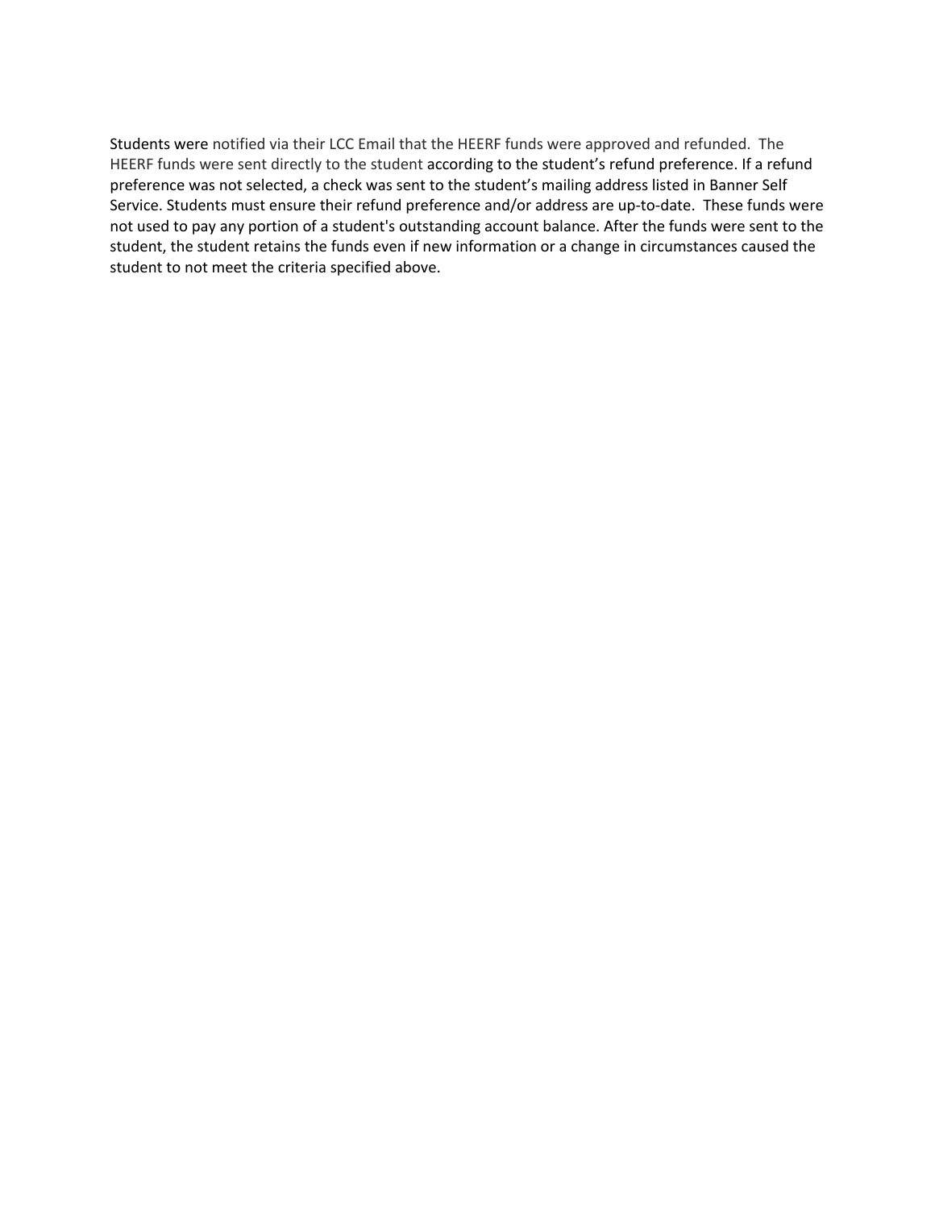Students were notified via their LCC Email that the HEERF funds were approved and refunded. The HEERF funds were sent directly to the student according to the student's refund preference. If a refund preference was not selected, a check was sent to the student's mailing address listed in Banner Self Service. Students must ensure their refund preference and/or address are up-to-date. These funds were not used to pay any portion of a student's outstanding account balance. After the funds were sent to the student, the student retains the funds even if new information or a change in circumstances caused the student to not meet the criteria specified above.